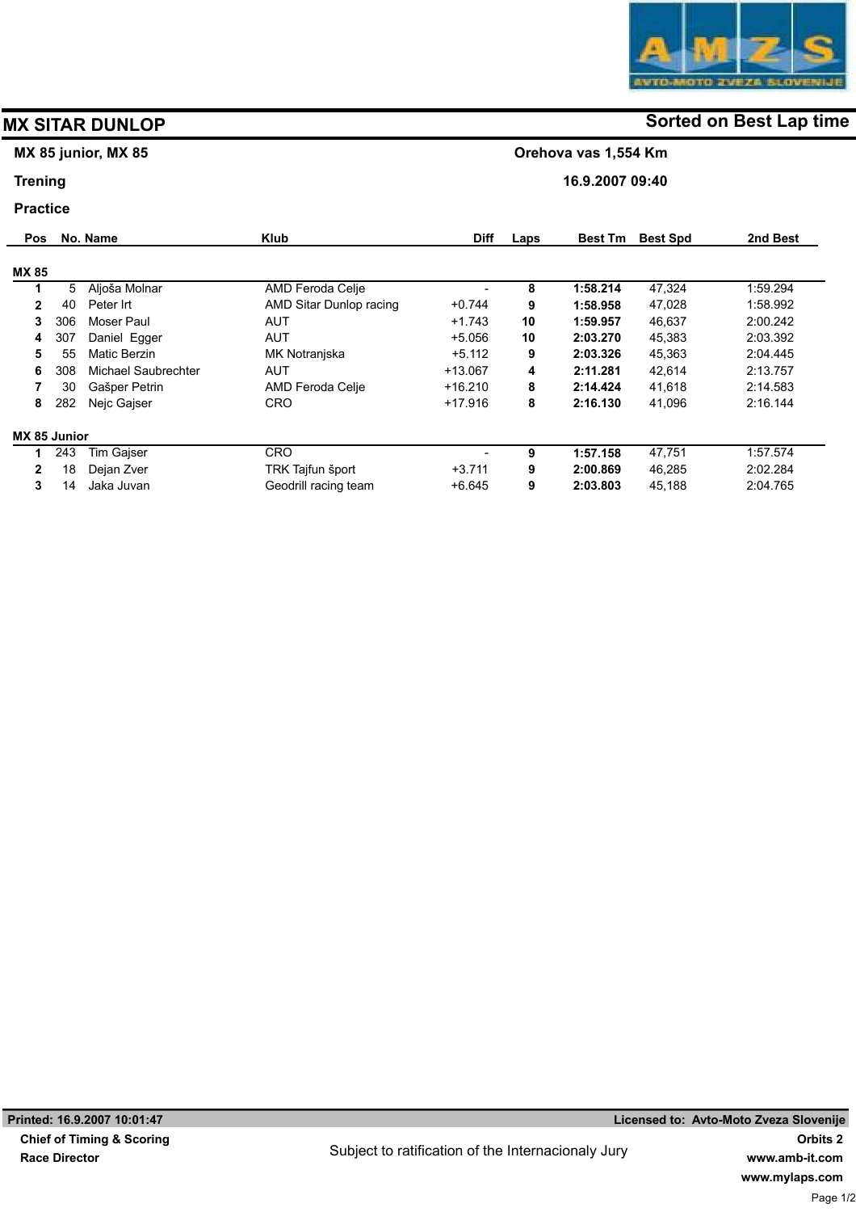# MX SITAR DUNLOP

**Sorted on Best Lap time**

**MX 85 junior, MX 85** — **Orehova vas 1,554 Km**

**Trening** — **16.9.2007 09:40**

**Practice**

| Pos | No. | Name | Klub | Diff | Laps | Best Tm | Best Spd | 2nd Best |
|---|---|---|---|---|---|---|---|---|
| **MX 85** | | | | | | | | |
| **1** | 5 | Aljoša Molnar | AMD Feroda Celje | - | **8** | **1:58.214** | 47,324 | 1:59.294 |
| **2** | 40 | Peter Irt | AMD Sitar Dunlop racing | +0.744 | **9** | **1:58.958** | 47,028 | 1:58.992 |
| **3** | 306 | Moser Paul | AUT | +1.743 | **10** | **1:59.957** | 46,637 | 2:00.242 |
| **4** | 307 | Daniel Egger | AUT | +5.056 | **10** | **2:03.270** | 45,383 | 2:03.392 |
| **5** | 55 | Matic Berzin | MK Notranjska | +5.112 | **9** | **2:03.326** | 45,363 | 2:04.445 |
| **6** | 308 | Michael Saubrechter | AUT | +13.067 | **4** | **2:11.281** | 42,614 | 2:13.757 |
| **7** | 30 | Gašper Petrin | AMD Feroda Celje | +16.210 | **8** | **2:14.424** | 41,618 | 2:14.583 |
| **8** | 282 | Nejc Gajser | CRO | +17.916 | **8** | **2:16.130** | 41,096 | 2:16.144 |
| **MX 85 Junior** | | | | | | | | |
| **1** | 243 | Tim Gajser | CRO | - | **9** | **1:57.158** | 47,751 | 1:57.574 |
| **2** | 18 | Dejan Zver | TRK Tajfun šport | +3.711 | **9** | **2:00.869** | 46,285 | 2:02.284 |
| **3** | 14 | Jaka Juvan | Geodrill racing team | +6.645 | **9** | **2:03.803** | 45,188 | 2:04.765 |

**Printed: 16.9.2007 10:01:47** — **Licensed to: Avto-Moto Zveza Slovenije**

**Chief of Timing & Scoring**

**Race Director**

Subject to ratification of the Internacionaly Jury

**Orbits 2**

**www.amb-it.com**

**www.mylaps.com**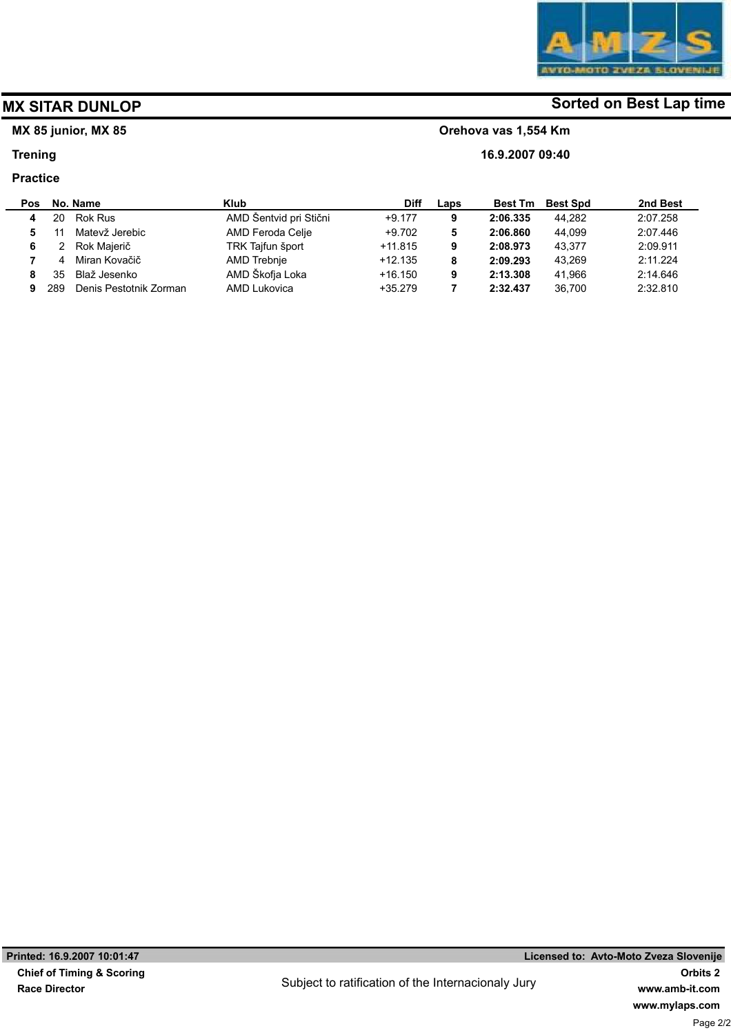# MX SITAR DUNLOP

**Sorted on Best Lap time**

**MX 85 junior, MX 85**

**Orehova vas 1,554 Km**

**Trening**

**16.9.2007 09:40**

**Practice**

| Pos | No. | Name | Klub | Diff | Laps | Best Tm | Best Spd | 2nd Best |
|---|---|---|---|---|---|---|---|---|
| **4** | 20 | Rok Rus | AMD Šentvid pri Stični | +9.177 | **9** | **2:06.335** | 44,282 | 2:07.258 |
| **5** | 11 | Matevž Jerebic | AMD Feroda Celje | +9.702 | **5** | **2:06.860** | 44,099 | 2:07.446 |
| **6** | 2 | Rok Majerič | TRK Tajfun šport | +11.815 | **9** | **2:08.973** | 43,377 | 2:09.911 |
| **7** | 4 | Miran Kovačič | AMD Trebnje | +12.135 | **8** | **2:09.293** | 43,269 | 2:11.224 |
| **8** | 35 | Blaž Jesenko | AMD Škofja Loka | +16.150 | **9** | **2:13.308** | 41,966 | 2:14.646 |
| **9** | 289 | Denis Pestotnik Zorman | AMD Lukovica | +35.279 | **7** | **2:32.437** | 36,700 | 2:32.810 |

**Printed: 16.9.2007 10:01:47** **Licensed to: Avto-Moto Zveza Slovenije**

**Chief of Timing & Scoring**

**Race Director**

Subject to ratification of the Internacionaly Jury

**Orbits 2**

**www.amb-it.com**

**www.mylaps.com**